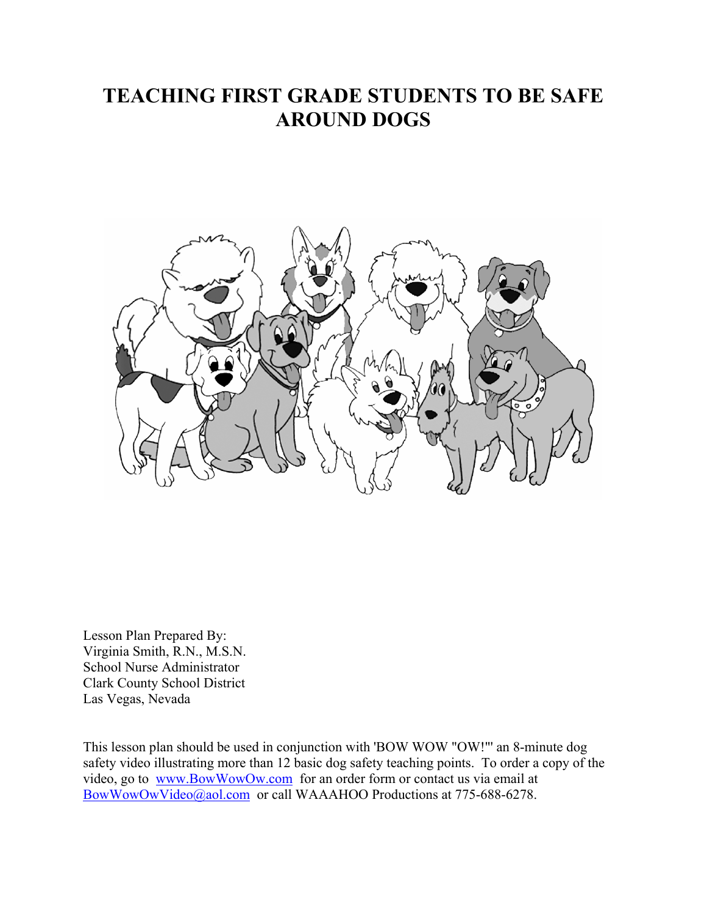# TEACHING FIRST GRADE STUDENTS TO BE SAFE AROUND DOGS

Lesson Plan Prepared By:
Virginia Smith, R.N., M.S.N.
School Nurse Administrator
Clark County School District
Las Vegas, Nevada

This lesson plan should be used in conjunction with 'BOW WOW "OW!"' an 8-minute dog safety video illustrating more than 12 basic dog safety teaching points. To order a copy of the video, go to www.BowWowOw.com for an order form or contact us via email at BowWowOwVideo@aol.com or call WAAAHOO Productions at 775-688-6278.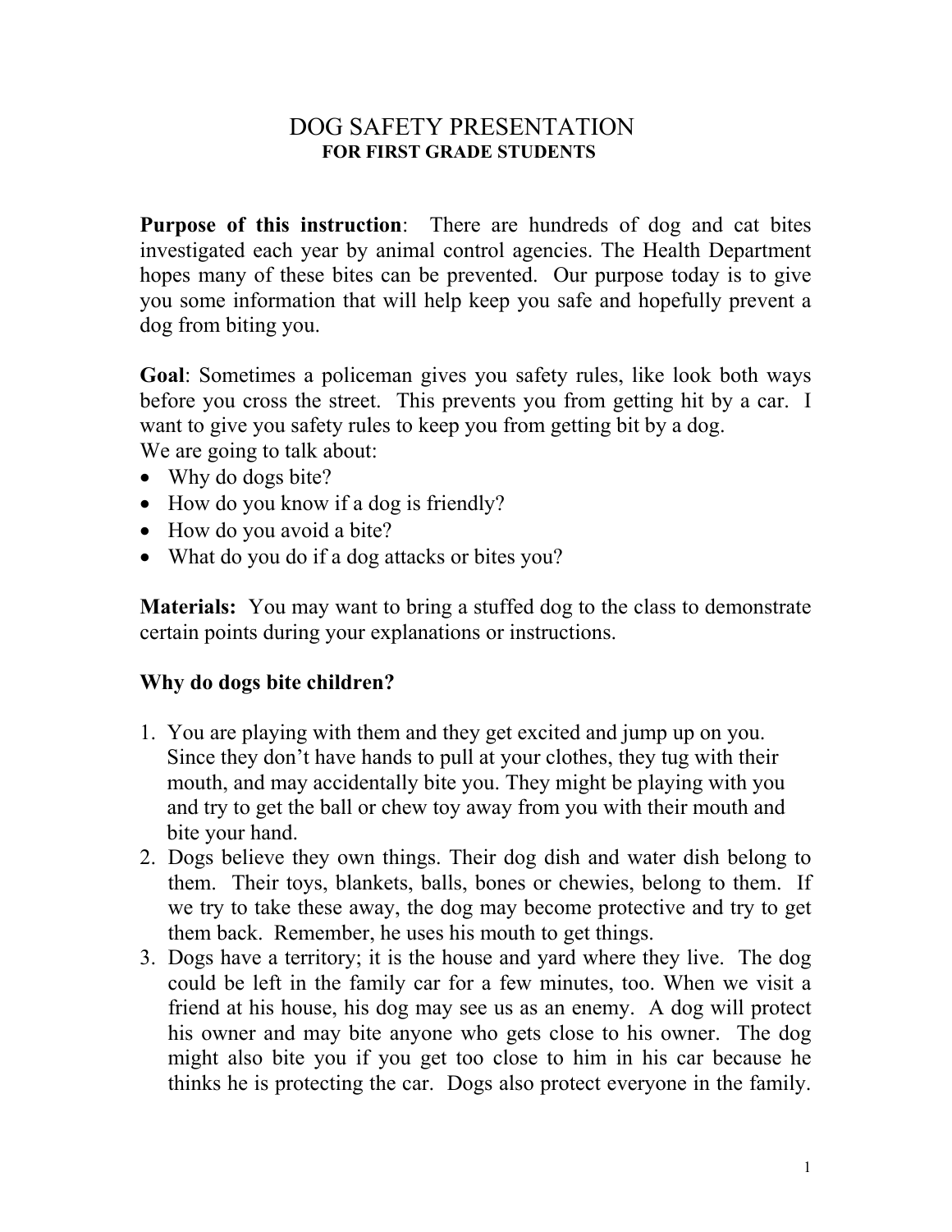# DOG SAFETY PRESENTATION

**FOR FIRST GRADE STUDENTS**

**Purpose of this instruction**: There are hundreds of dog and cat bites investigated each year by animal control agencies. The Health Department hopes many of these bites can be prevented. Our purpose today is to give you some information that will help keep you safe and hopefully prevent a dog from biting you.

**Goal**: Sometimes a policeman gives you safety rules, like look both ways before you cross the street. This prevents you from getting hit by a car. I want to give you safety rules to keep you from getting bit by a dog.

We are going to talk about:

- Why do dogs bite?
- How do you know if a dog is friendly?
- How do you avoid a bite?
- What do you do if a dog attacks or bites you?

**Materials:** You may want to bring a stuffed dog to the class to demonstrate certain points during your explanations or instructions.

## Why do dogs bite children?

1. You are playing with them and they get excited and jump up on you. Since they don't have hands to pull at your clothes, they tug with their mouth, and may accidentally bite you. They might be playing with you and try to get the ball or chew toy away from you with their mouth and bite your hand.
2. Dogs believe they own things. Their dog dish and water dish belong to them. Their toys, blankets, balls, bones or chewies, belong to them. If we try to take these away, the dog may become protective and try to get them back. Remember, he uses his mouth to get things.
3. Dogs have a territory; it is the house and yard where they live. The dog could be left in the family car for a few minutes, too. When we visit a friend at his house, his dog may see us as an enemy. A dog will protect his owner and may bite anyone who gets close to his owner. The dog might also bite you if you get too close to him in his car because he thinks he is protecting the car. Dogs also protect everyone in the family.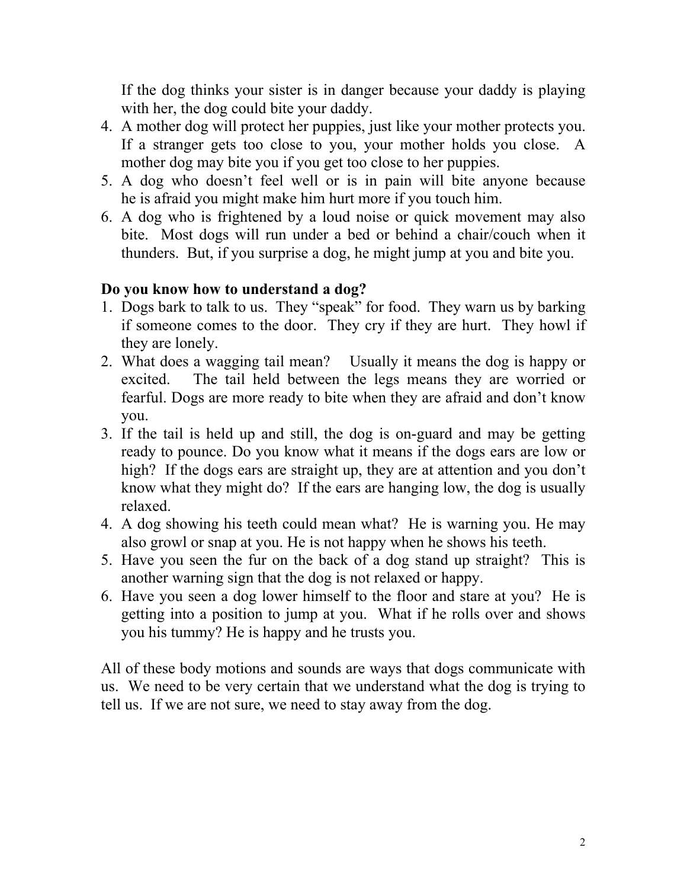If the dog thinks your sister is in danger because your daddy is playing with her, the dog could bite your daddy.

4. A mother dog will protect her puppies, just like your mother protects you. If a stranger gets too close to you, your mother holds you close. A mother dog may bite you if you get too close to her puppies.
5. A dog who doesn't feel well or is in pain will bite anyone because he is afraid you might make him hurt more if you touch him.
6. A dog who is frightened by a loud noise or quick movement may also bite. Most dogs will run under a bed or behind a chair/couch when it thunders. But, if you surprise a dog, he might jump at you and bite you.

**Do you know how to understand a dog?**

1. Dogs bark to talk to us. They "speak" for food. They warn us by barking if someone comes to the door. They cry if they are hurt. They howl if they are lonely.
2. What does a wagging tail mean? Usually it means the dog is happy or excited. The tail held between the legs means they are worried or fearful. Dogs are more ready to bite when they are afraid and don't know you.
3. If the tail is held up and still, the dog is on-guard and may be getting ready to pounce. Do you know what it means if the dogs ears are low or high? If the dogs ears are straight up, they are at attention and you don't know what they might do? If the ears are hanging low, the dog is usually relaxed.
4. A dog showing his teeth could mean what? He is warning you. He may also growl or snap at you. He is not happy when he shows his teeth.
5. Have you seen the fur on the back of a dog stand up straight? This is another warning sign that the dog is not relaxed or happy.
6. Have you seen a dog lower himself to the floor and stare at you? He is getting into a position to jump at you. What if he rolls over and shows you his tummy? He is happy and he trusts you.

All of these body motions and sounds are ways that dogs communicate with us. We need to be very certain that we understand what the dog is trying to tell us. If we are not sure, we need to stay away from the dog.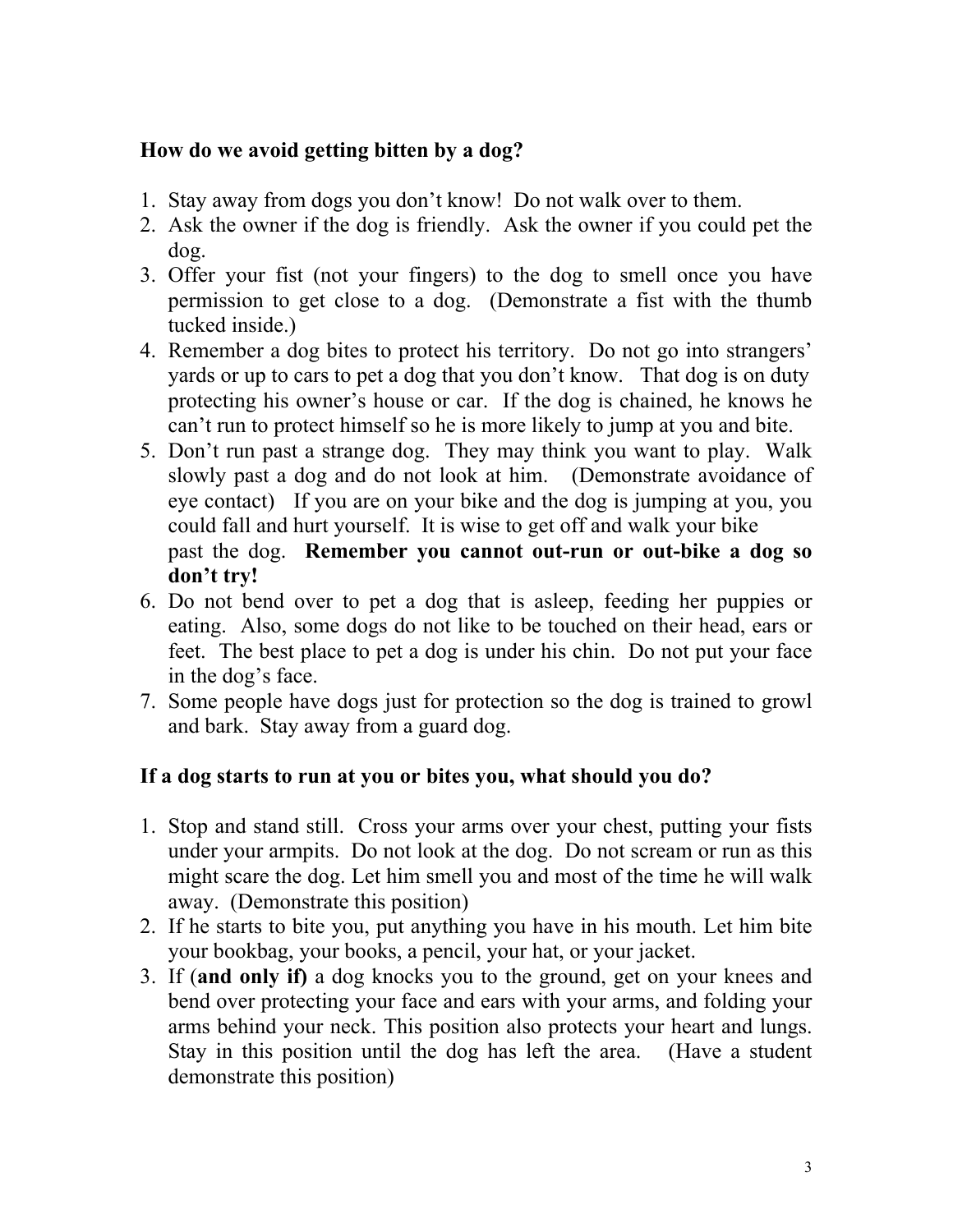**How do we avoid getting bitten by a dog?**

1. Stay away from dogs you don't know! Do not walk over to them.
2. Ask the owner if the dog is friendly. Ask the owner if you could pet the dog.
3. Offer your fist (not your fingers) to the dog to smell once you have permission to get close to a dog. (Demonstrate a fist with the thumb tucked inside.)
4. Remember a dog bites to protect his territory. Do not go into strangers' yards or up to cars to pet a dog that you don't know. That dog is on duty protecting his owner's house or car. If the dog is chained, he knows he can't run to protect himself so he is more likely to jump at you and bite.
5. Don't run past a strange dog. They may think you want to play. Walk slowly past a dog and do not look at him. (Demonstrate avoidance of eye contact) If you are on your bike and the dog is jumping at you, you could fall and hurt yourself. It is wise to get off and walk your bike past the dog. **Remember you cannot out-run or out-bike a dog so don't try!**
6. Do not bend over to pet a dog that is asleep, feeding her puppies or eating. Also, some dogs do not like to be touched on their head, ears or feet. The best place to pet a dog is under his chin. Do not put your face in the dog's face.
7. Some people have dogs just for protection so the dog is trained to growl and bark. Stay away from a guard dog.

**If a dog starts to run at you or bites you, what should you do?**

1. Stop and stand still. Cross your arms over your chest, putting your fists under your armpits. Do not look at the dog. Do not scream or run as this might scare the dog. Let him smell you and most of the time he will walk away. (Demonstrate this position)
2. If he starts to bite you, put anything you have in his mouth. Let him bite your bookbag, your books, a pencil, your hat, or your jacket.
3. If (**and only if)** a dog knocks you to the ground, get on your knees and bend over protecting your face and ears with your arms, and folding your arms behind your neck. This position also protects your heart and lungs. Stay in this position until the dog has left the area. (Have a student demonstrate this position)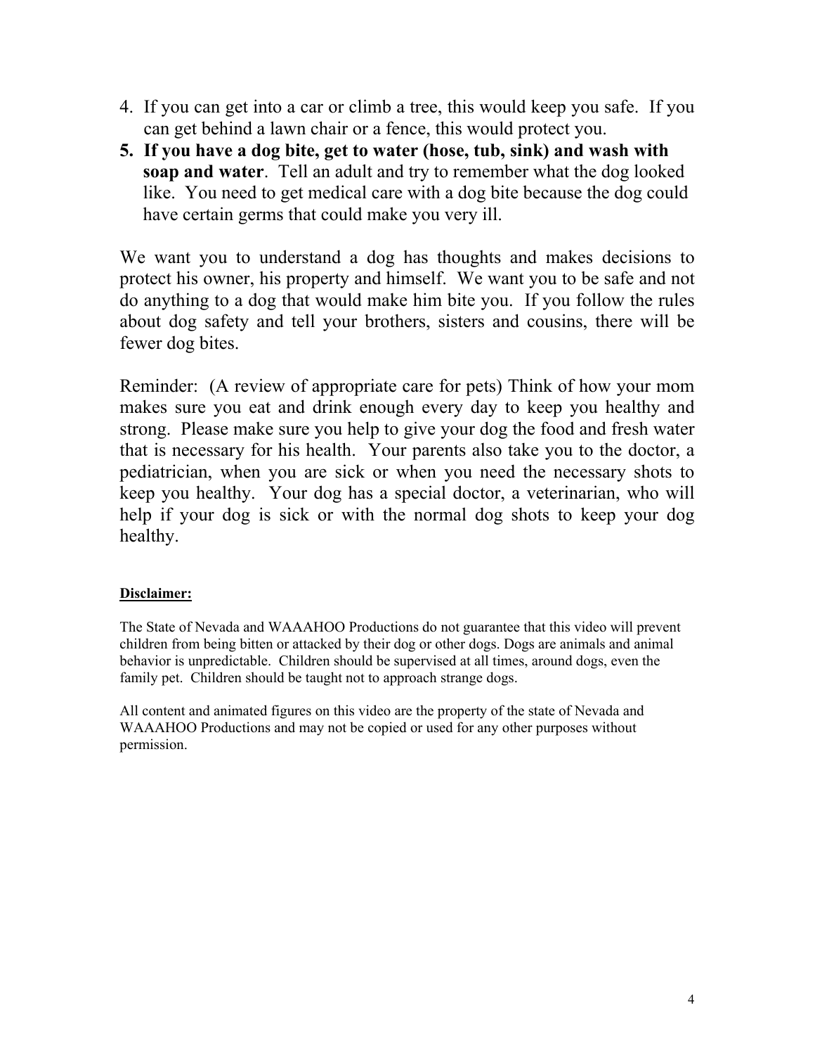4. If you can get into a car or climb a tree, this would keep you safe. If you can get behind a lawn chair or a fence, this would protect you.
5. **If you have a dog bite, get to water (hose, tub, sink) and wash with soap and water**. Tell an adult and try to remember what the dog looked like. You need to get medical care with a dog bite because the dog could have certain germs that could make you very ill.

We want you to understand a dog has thoughts and makes decisions to protect his owner, his property and himself. We want you to be safe and not do anything to a dog that would make him bite you. If you follow the rules about dog safety and tell your brothers, sisters and cousins, there will be fewer dog bites.

Reminder: (A review of appropriate care for pets) Think of how your mom makes sure you eat and drink enough every day to keep you healthy and strong. Please make sure you help to give your dog the food and fresh water that is necessary for his health. Your parents also take you to the doctor, a pediatrician, when you are sick or when you need the necessary shots to keep you healthy. Your dog has a special doctor, a veterinarian, who will help if your dog is sick or with the normal dog shots to keep your dog healthy.

**Disclaimer:**

The State of Nevada and WAAAHOO Productions do not guarantee that this video will prevent children from being bitten or attacked by their dog or other dogs. Dogs are animals and animal behavior is unpredictable. Children should be supervised at all times, around dogs, even the family pet. Children should be taught not to approach strange dogs.

All content and animated figures on this video are the property of the state of Nevada and WAAAHOO Productions and may not be copied or used for any other purposes without permission.